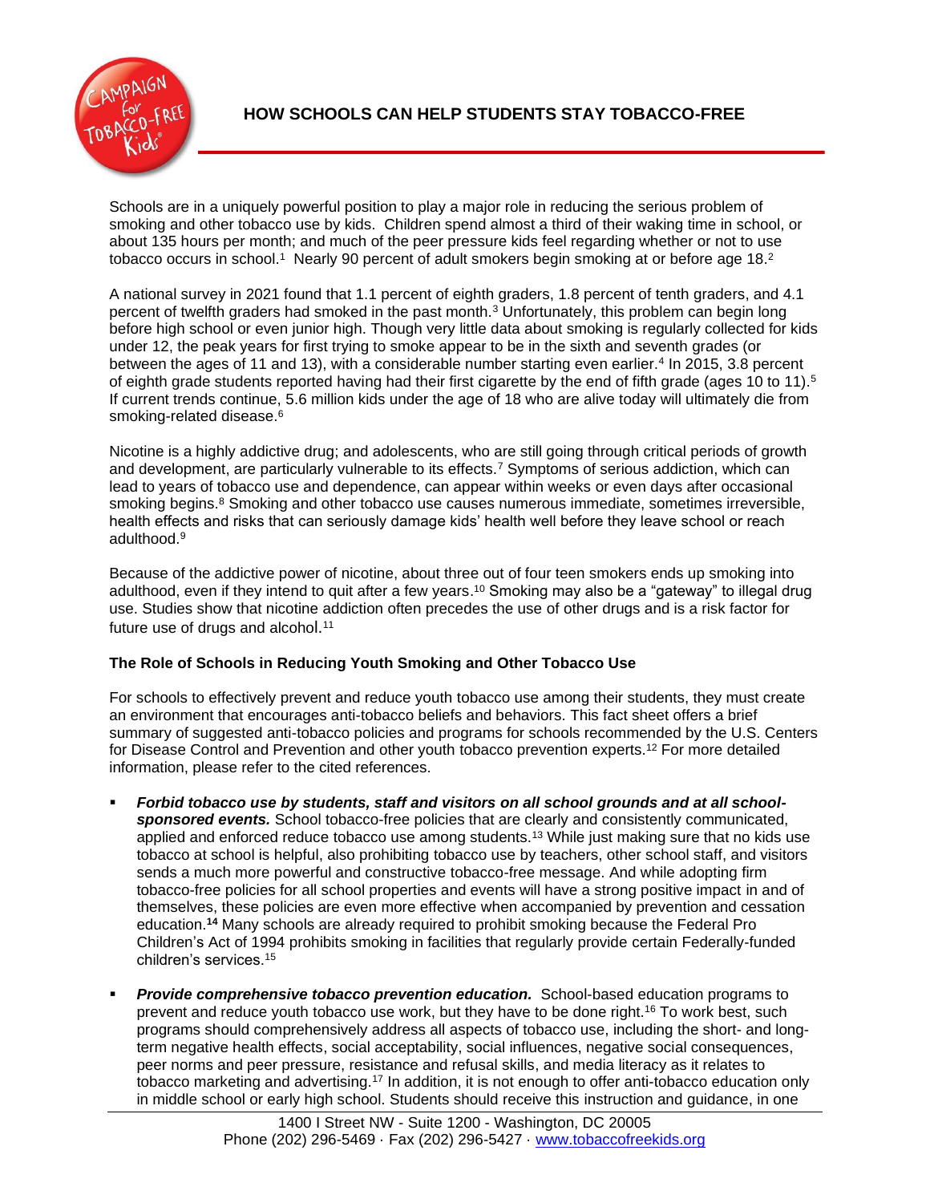# HOW SCHOOLS CAN HELP STUDENTS STAY TOBACCO-FREE

Schools are in a uniquely powerful position to play a major role in reducing the serious problem of smoking and other tobacco use by kids. Children spend almost a third of their waking time in school, or about 135 hours per month; and much of the peer pressure kids feel regarding whether or not to use tobacco occurs in school.[1] Nearly 90 percent of adult smokers begin smoking at or before age 18.[2]

A national survey in 2021 found that 1.1 percent of eighth graders, 1.8 percent of tenth graders, and 4.1 percent of twelfth graders had smoked in the past month.[3] Unfortunately, this problem can begin long before high school or even junior high. Though very little data about smoking is regularly collected for kids under 12, the peak years for first trying to smoke appear to be in the sixth and seventh grades (or between the ages of 11 and 13), with a considerable number starting even earlier.[4] In 2015, 3.8 percent of eighth grade students reported having had their first cigarette by the end of fifth grade (ages 10 to 11).[5] If current trends continue, 5.6 million kids under the age of 18 who are alive today will ultimately die from smoking-related disease.[6]

Nicotine is a highly addictive drug; and adolescents, who are still going through critical periods of growth and development, are particularly vulnerable to its effects.[7] Symptoms of serious addiction, which can lead to years of tobacco use and dependence, can appear within weeks or even days after occasional smoking begins.[8] Smoking and other tobacco use causes numerous immediate, sometimes irreversible, health effects and risks that can seriously damage kids' health well before they leave school or reach adulthood.[9]

Because of the addictive power of nicotine, about three out of four teen smokers ends up smoking into adulthood, even if they intend to quit after a few years.[10] Smoking may also be a "gateway" to illegal drug use. Studies show that nicotine addiction often precedes the use of other drugs and is a risk factor for future use of drugs and alcohol.[11]

## The Role of Schools in Reducing Youth Smoking and Other Tobacco Use

For schools to effectively prevent and reduce youth tobacco use among their students, they must create an environment that encourages anti-tobacco beliefs and behaviors. This fact sheet offers a brief summary of suggested anti-tobacco policies and programs for schools recommended by the U.S. Centers for Disease Control and Prevention and other youth tobacco prevention experts.[12] For more detailed information, please refer to the cited references.

- ***Forbid tobacco use by students, staff and visitors on all school grounds and at all school-sponsored events.*** School tobacco-free policies that are clearly and consistently communicated, applied and enforced reduce tobacco use among students.[13] While just making sure that no kids use tobacco at school is helpful, also prohibiting tobacco use by teachers, other school staff, and visitors sends a much more powerful and constructive tobacco-free message. And while adopting firm tobacco-free policies for all school properties and events will have a strong positive impact in and of themselves, these policies are even more effective when accompanied by prevention and cessation education.[14] Many schools are already required to prohibit smoking because the Federal Pro Children's Act of 1994 prohibits smoking in facilities that regularly provide certain Federally-funded children's services.[15]

- ***Provide comprehensive tobacco prevention education.*** School-based education programs to prevent and reduce youth tobacco use work, but they have to be done right.[16] To work best, such programs should comprehensively address all aspects of tobacco use, including the short- and long-term negative health effects, social acceptability, social influences, negative social consequences, peer norms and peer pressure, resistance and refusal skills, and media literacy as it relates to tobacco marketing and advertising.[17] In addition, it is not enough to offer anti-tobacco education only in middle school or early high school. Students should receive this instruction and guidance, in one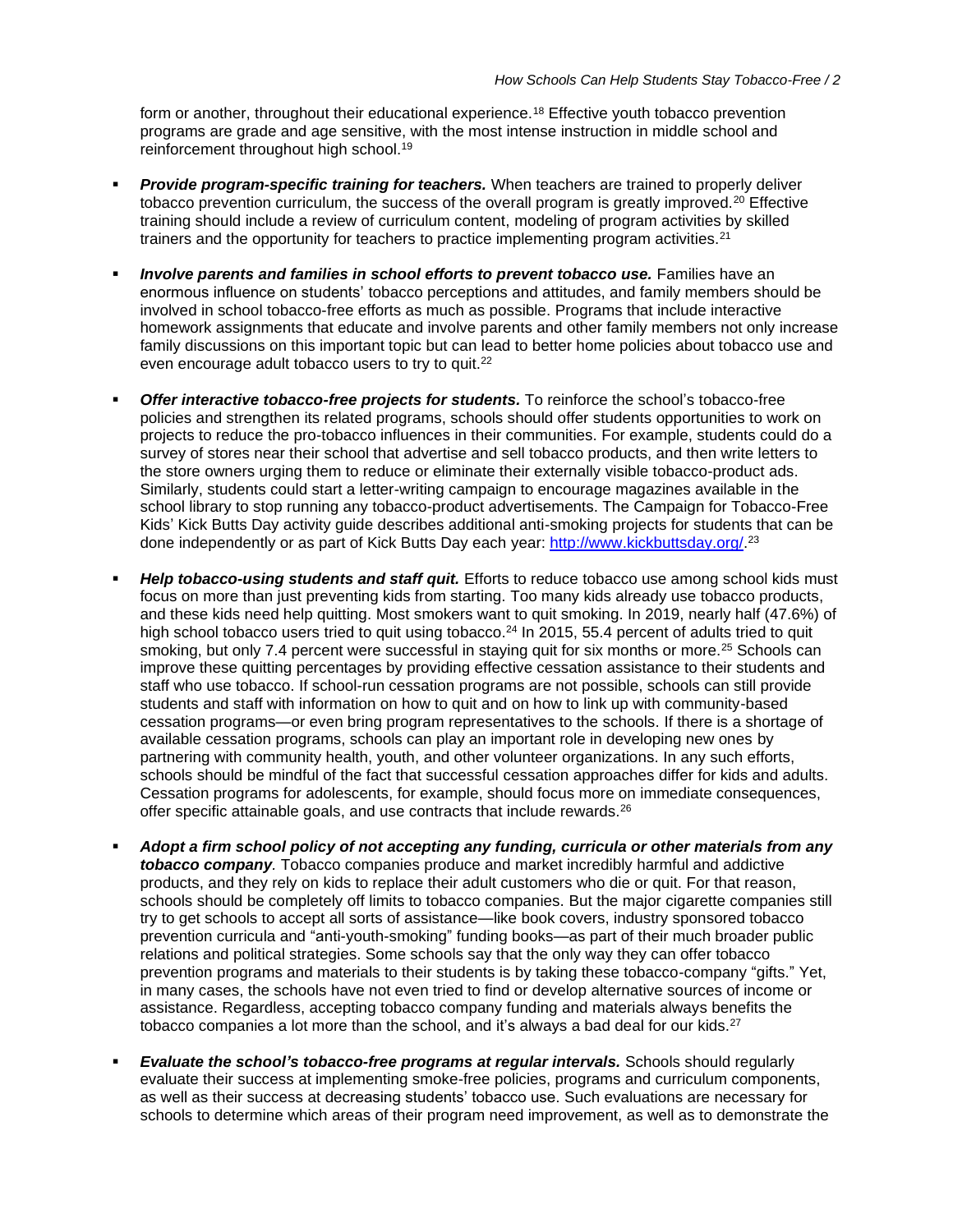form or another, throughout their educational experience.[18] Effective youth tobacco prevention programs are grade and age sensitive, with the most intense instruction in middle school and reinforcement throughout high school.[19]

- ***Provide program-specific training for teachers.*** When teachers are trained to properly deliver tobacco prevention curriculum, the success of the overall program is greatly improved.[20] Effective training should include a review of curriculum content, modeling of program activities by skilled trainers and the opportunity for teachers to practice implementing program activities.[21]

- ***Involve parents and families in school efforts to prevent tobacco use.*** Families have an enormous influence on students' tobacco perceptions and attitudes, and family members should be involved in school tobacco-free efforts as much as possible. Programs that include interactive homework assignments that educate and involve parents and other family members not only increase family discussions on this important topic but can lead to better home policies about tobacco use and even encourage adult tobacco users to try to quit.[22]

- ***Offer interactive tobacco-free projects for students.*** To reinforce the school's tobacco-free policies and strengthen its related programs, schools should offer students opportunities to work on projects to reduce the pro-tobacco influences in their communities. For example, students could do a survey of stores near their school that advertise and sell tobacco products, and then write letters to the store owners urging them to reduce or eliminate their externally visible tobacco-product ads. Similarly, students could start a letter-writing campaign to encourage magazines available in the school library to stop running any tobacco-product advertisements. The Campaign for Tobacco-Free Kids' Kick Butts Day activity guide describes additional anti-smoking projects for students that can be done independently or as part of Kick Butts Day each year: [http://www.kickbuttsday.org/](http://www.kickbuttsday.org/).[23]

- ***Help tobacco-using students and staff quit.*** Efforts to reduce tobacco use among school kids must focus on more than just preventing kids from starting. Too many kids already use tobacco products, and these kids need help quitting. Most smokers want to quit smoking. In 2019, nearly half (47.6%) of high school tobacco users tried to quit using tobacco.[24] In 2015, 55.4 percent of adults tried to quit smoking, but only 7.4 percent were successful in staying quit for six months or more.[25] Schools can improve these quitting percentages by providing effective cessation assistance to their students and staff who use tobacco. If school-run cessation programs are not possible, schools can still provide students and staff with information on how to quit and on how to link up with community-based cessation programs—or even bring program representatives to the schools. If there is a shortage of available cessation programs, schools can play an important role in developing new ones by partnering with community health, youth, and other volunteer organizations. In any such efforts, schools should be mindful of the fact that successful cessation approaches differ for kids and adults. Cessation programs for adolescents, for example, should focus more on immediate consequences, offer specific attainable goals, and use contracts that include rewards.[26]

- ***Adopt a firm school policy of not accepting any funding, curricula or other materials from any tobacco company****.* Tobacco companies produce and market incredibly harmful and addictive products, and they rely on kids to replace their adult customers who die or quit. For that reason, schools should be completely off limits to tobacco companies. But the major cigarette companies still try to get schools to accept all sorts of assistance—like book covers, industry sponsored tobacco prevention curricula and "anti-youth-smoking" funding books—as part of their much broader public relations and political strategies. Some schools say that the only way they can offer tobacco prevention programs and materials to their students is by taking these tobacco-company "gifts." Yet, in many cases, the schools have not even tried to find or develop alternative sources of income or assistance. Regardless, accepting tobacco company funding and materials always benefits the tobacco companies a lot more than the school, and it's always a bad deal for our kids.[27]

- ***Evaluate the school's tobacco-free programs at regular intervals.*** Schools should regularly evaluate their success at implementing smoke-free policies, programs and curriculum components, as well as their success at decreasing students' tobacco use. Such evaluations are necessary for schools to determine which areas of their program need improvement, as well as to demonstrate the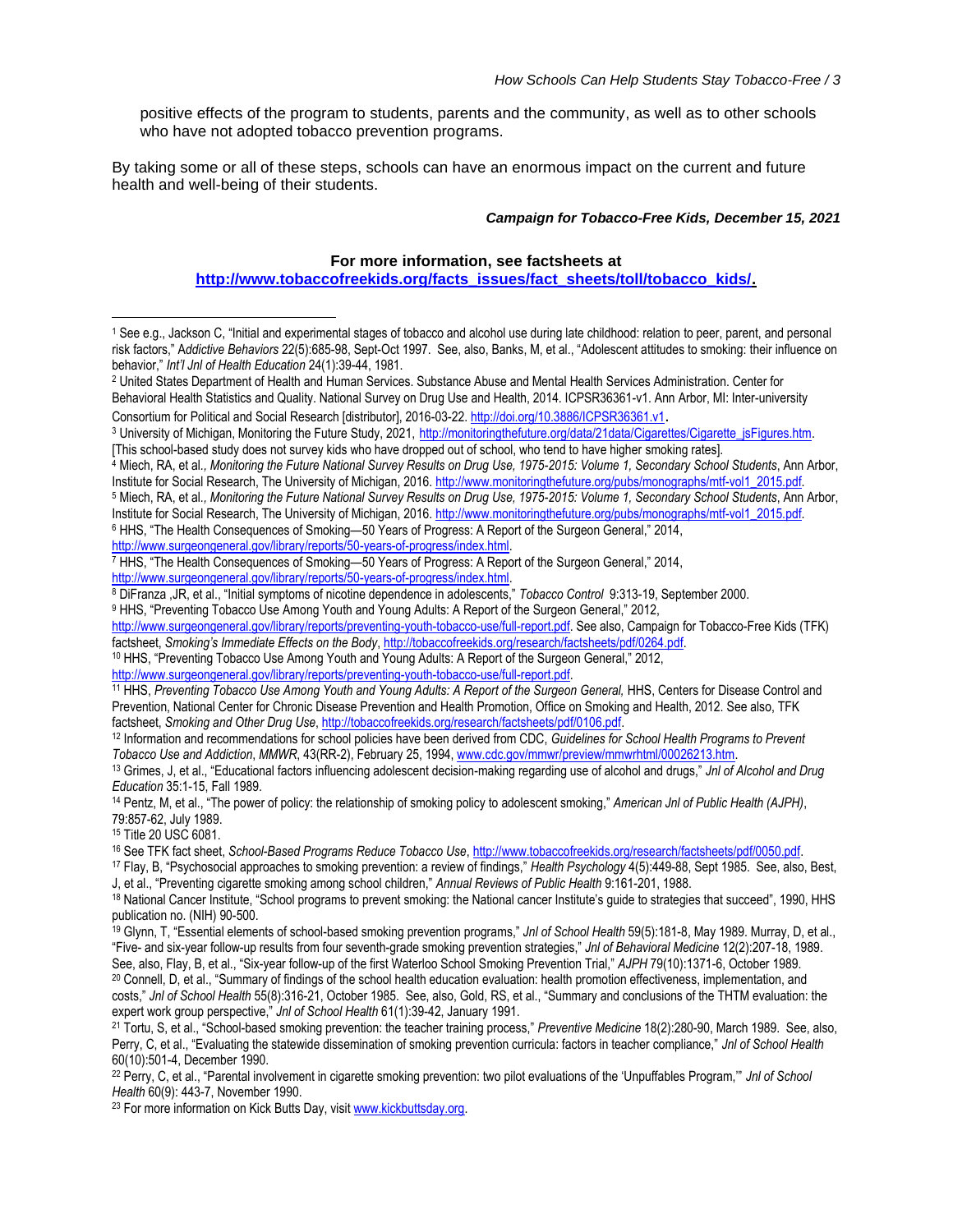positive effects of the program to students, parents and the community, as well as to other schools who have not adopted tobacco prevention programs.

By taking some or all of these steps, schools can have an enormous impact on the current and future health and well-being of their students.

***Campaign for Tobacco-Free Kids, December 15, 2021***

**For more information, see factsheets at**
**[http://www.tobaccofreekids.org/facts_issues/fact_sheets/toll/tobacco_kids/](http://www.tobaccofreekids.org/facts_issues/fact_sheets/toll/tobacco_kids/).**

---

[1] See e.g., Jackson C, "Initial and experimental stages of tobacco and alcohol use during late childhood: relation to peer, parent, and personal risk factors," *Addictive Behaviors* 22(5):685-98, Sept-Oct 1997. See, also, Banks, M, et al., "Adolescent attitudes to smoking: their influence on behavior," *Int'l Jnl of Health Education* 24(1):39-44, 1981.

[2] United States Department of Health and Human Services. Substance Abuse and Mental Health Services Administration. Center for Behavioral Health Statistics and Quality. National Survey on Drug Use and Health, 2014. ICPSR36361-v1. Ann Arbor, MI: Inter-university Consortium for Political and Social Research [distributor], 2016-03-22. http://doi.org/10.3886/ICPSR36361.v1.

[3] University of Michigan, Monitoring the Future Study, 2021, http://monitoringthefuture.org/data/21data/Cigarettes/Cigarette_jsFigures.htm. [This school-based study does not survey kids who have dropped out of school, who tend to have higher smoking rates].

[4] Miech, RA, et al., *Monitoring the Future National Survey Results on Drug Use, 1975-2015: Volume 1, Secondary School Students*, Ann Arbor, Institute for Social Research, The University of Michigan, 2016. http://www.monitoringthefuture.org/pubs/monographs/mtf-vol1_2015.pdf.

[5] Miech, RA, et al., *Monitoring the Future National Survey Results on Drug Use, 1975-2015: Volume 1, Secondary School Students*, Ann Arbor, Institute for Social Research, The University of Michigan, 2016. http://www.monitoringthefuture.org/pubs/monographs/mtf-vol1_2015.pdf.

[6] HHS, "The Health Consequences of Smoking—50 Years of Progress: A Report of the Surgeon General," 2014, http://www.surgeongeneral.gov/library/reports/50-years-of-progress/index.html.

[7] HHS, "The Health Consequences of Smoking—50 Years of Progress: A Report of the Surgeon General," 2014, http://www.surgeongeneral.gov/library/reports/50-years-of-progress/index.html.

[8] DiFranza ,JR, et al., "Initial symptoms of nicotine dependence in adolescents," *Tobacco Control* 9:313-19, September 2000.

[9] HHS, "Preventing Tobacco Use Among Youth and Young Adults: A Report of the Surgeon General," 2012, http://www.surgeongeneral.gov/library/reports/preventing-youth-tobacco-use/full-report.pdf. See also, Campaign for Tobacco-Free Kids (TFK) factsheet, *Smoking's Immediate Effects on the Body*, http://tobaccofreekids.org/research/factsheets/pdf/0264.pdf.

[10] HHS, "Preventing Tobacco Use Among Youth and Young Adults: A Report of the Surgeon General," 2012, http://www.surgeongeneral.gov/library/reports/preventing-youth-tobacco-use/full-report.pdf.

[11] HHS, *Preventing Tobacco Use Among Youth and Young Adults: A Report of the Surgeon General,* HHS, Centers for Disease Control and Prevention, National Center for Chronic Disease Prevention and Health Promotion, Office on Smoking and Health, 2012. See also, TFK factsheet, *Smoking and Other Drug Use*, http://tobaccofreekids.org/research/factsheets/pdf/0106.pdf.

[12] Information and recommendations for school policies have been derived from CDC, *Guidelines for School Health Programs to Prevent Tobacco Use and Addiction*, *MMWR*, 43(RR-2), February 25, 1994, www.cdc.gov/mmwr/preview/mmwrhtml/00026213.htm.

[13] Grimes, J, et al., "Educational factors influencing adolescent decision-making regarding use of alcohol and drugs," *Jnl of Alcohol and Drug Education* 35:1-15, Fall 1989.

[14] Pentz, M, et al., "The power of policy: the relationship of smoking policy to adolescent smoking," *American Jnl of Public Health (AJPH)*, 79:857-62, July 1989.

[15] Title 20 USC 6081.

[16] See TFK fact sheet, *School-Based Programs Reduce Tobacco Use*, http://www.tobaccofreekids.org/research/factsheets/pdf/0050.pdf.

[17] Flay, B, "Psychosocial approaches to smoking prevention: a review of findings," *Health Psychology* 4(5):449-88, Sept 1985. See, also, Best, J, et al., "Preventing cigarette smoking among school children," *Annual Reviews of Public Health* 9:161-201, 1988.

[18] National Cancer Institute, "School programs to prevent smoking: the National cancer Institute's guide to strategies that succeed", 1990, HHS publication no. (NIH) 90-500.

[19] Glynn, T, "Essential elements of school-based smoking prevention programs," *Jnl of School Health* 59(5):181-8, May 1989. Murray, D, et al., "Five- and six-year follow-up results from four seventh-grade smoking prevention strategies," *Jnl of Behavioral Medicine* 12(2):207-18, 1989. See, also, Flay, B, et al., "Six-year follow-up of the first Waterloo School Smoking Prevention Trial," *AJPH* 79(10):1371-6, October 1989.

[20] Connell, D, et al., "Summary of findings of the school health education evaluation: health promotion effectiveness, implementation, and costs," *Jnl of School Health* 55(8):316-21, October 1985. See, also, Gold, RS, et al., "Summary and conclusions of the THTM evaluation: the expert work group perspective," *Jnl of School Health* 61(1):39-42, January 1991.

[21] Tortu, S, et al., "School-based smoking prevention: the teacher training process," *Preventive Medicine* 18(2):280-90, March 1989. See, also, Perry, C, et al., "Evaluating the statewide dissemination of smoking prevention curricula: factors in teacher compliance," *Jnl of School Health* 60(10):501-4, December 1990.

[22] Perry, C, et al., "Parental involvement in cigarette smoking prevention: two pilot evaluations of the 'Unpuffables Program,'" *Jnl of School Health* 60(9): 443-7, November 1990.

[23] For more information on Kick Butts Day, visit www.kickbuttsday.org.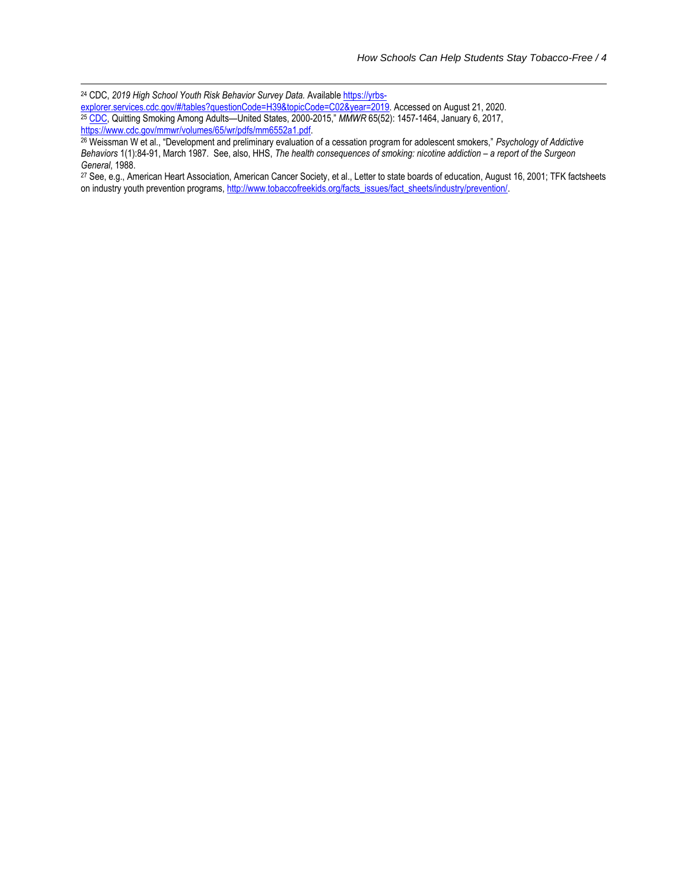[24] CDC, *2019 High School Youth Risk Behavior Survey Data.* Available https://yrbs-explorer.services.cdc.gov/#/tables?questionCode=H39&topicCode=C02&year=2019. Accessed on August 21, 2020.

[25] CDC, Quitting Smoking Among Adults—United States, 2000-2015," *MMWR* 65(52): 1457-1464, January 6, 2017, https://www.cdc.gov/mmwr/volumes/65/wr/pdfs/mm6552a1.pdf.

[26] Weissman W et al., "Development and preliminary evaluation of a cessation program for adolescent smokers," *Psychology of Addictive Behaviors* 1(1):84-91, March 1987. See, also, HHS, *The health consequences of smoking: nicotine addiction – a report of the Surgeon General*, 1988.

[27] See, e.g., American Heart Association, American Cancer Society, et al., Letter to state boards of education, August 16, 2001; TFK factsheets on industry youth prevention programs, http://www.tobaccofreekids.org/facts_issues/fact_sheets/industry/prevention/.